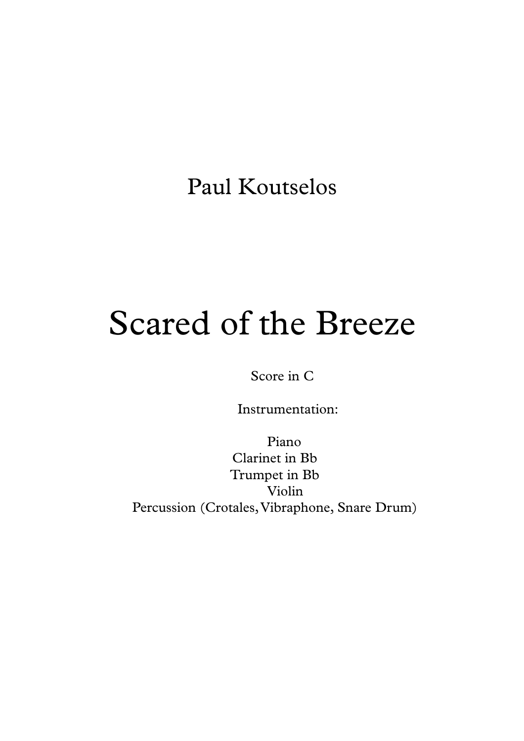Paul Koutselos

# Scared of the Breeze

Score in C

Instrumentation:

Piano
Clarinet in Bb
Trumpet in Bb
Violin
Percussion (Crotales, Vibraphone, Snare Drum)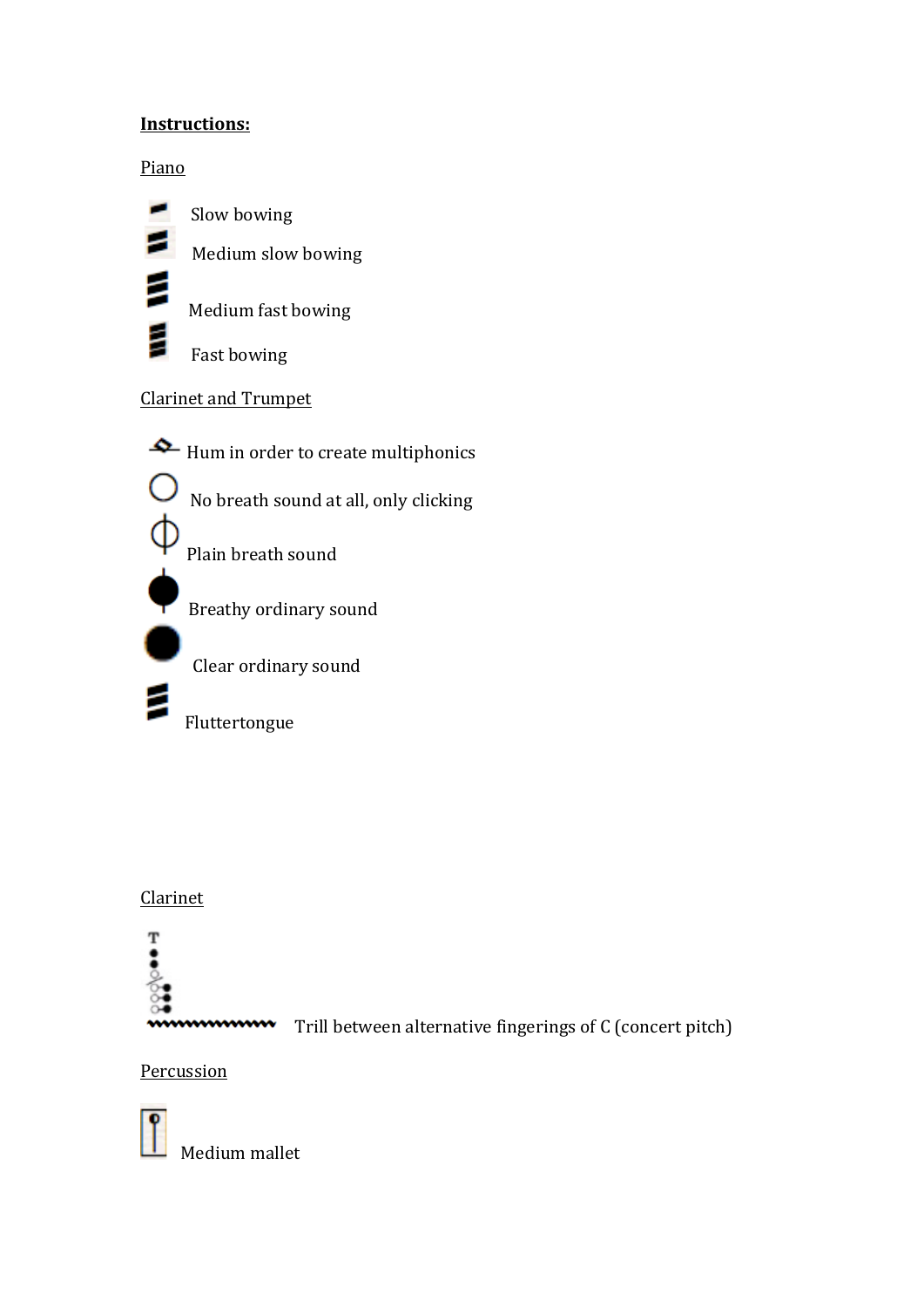**Instructions:**

Piano

Slow bowing

Medium slow bowing

Medium fast bowing

Fast bowing

Clarinet and Trumpet

Hum in order to create multiphonics

No breath sound at all, only clicking

Plain breath sound

Breathy ordinary sound

Clear ordinary sound

Fluttertongue

Clarinet

Trill between alternative fingerings of C (concert pitch)

Percussion

Medium mallet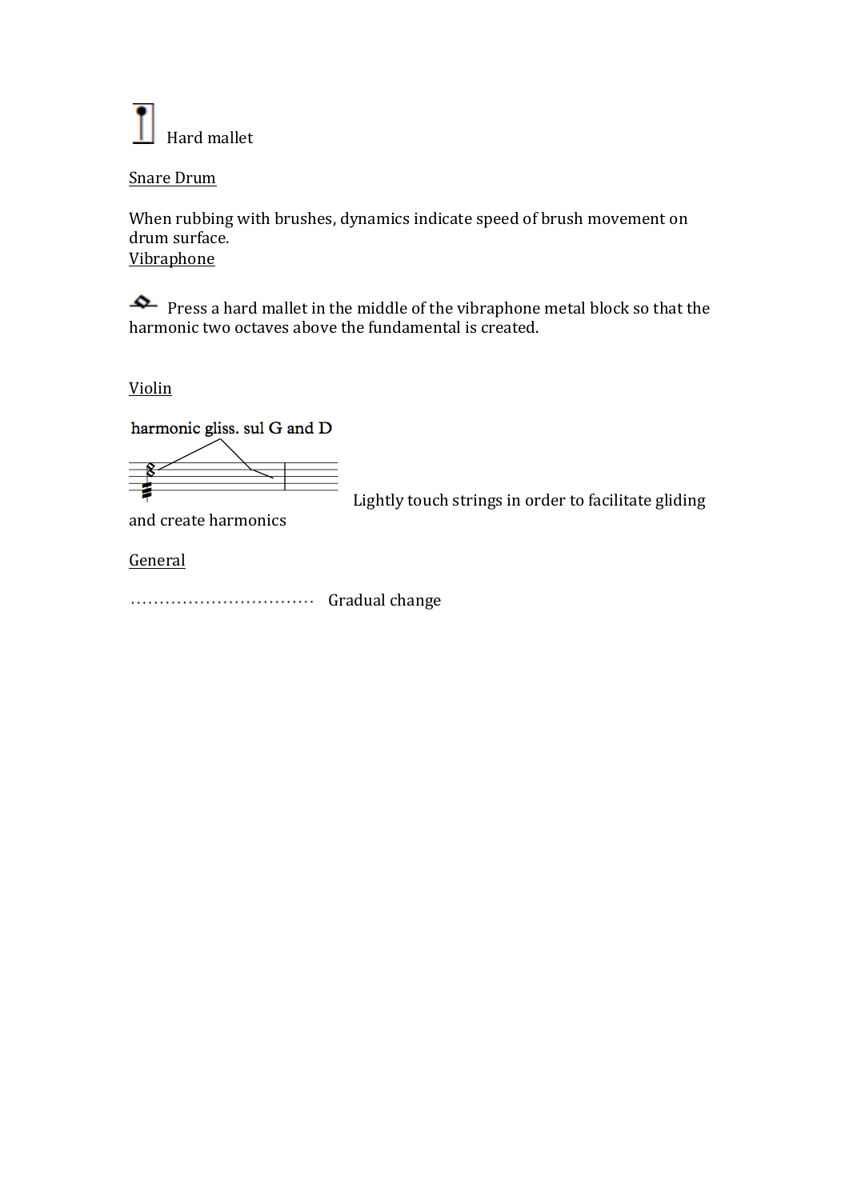Hard mallet

Snare Drum

When rubbing with brushes, dynamics indicate speed of brush movement on drum surface.

Vibraphone

Press a hard mallet in the middle of the vibraphone metal block so that the harmonic two octaves above the fundamental is created.

Violin

harmonic gliss. sul G and D

Lightly touch strings in order to facilitate gliding and create harmonics

General

……………………………… Gradual change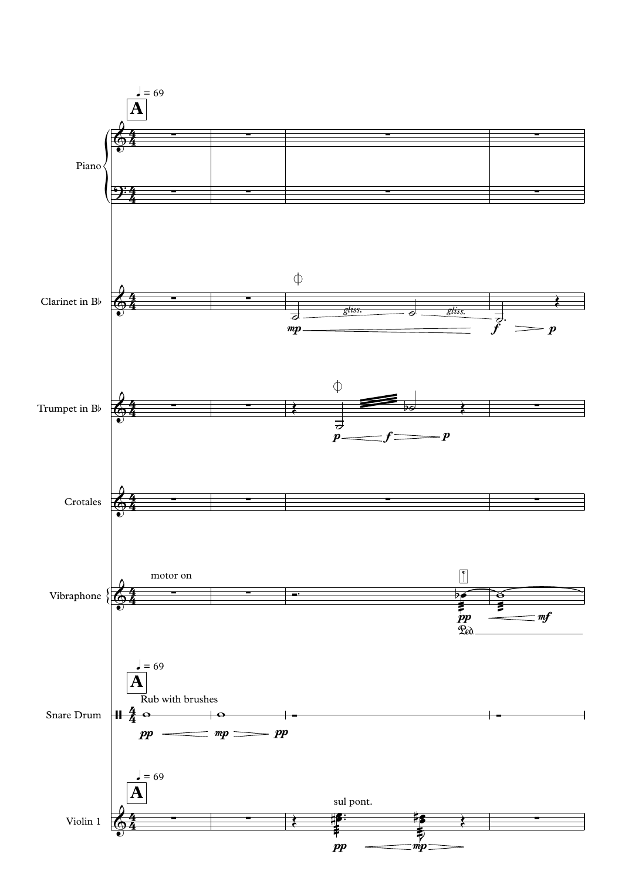♩ = 69

**A**

Piano

Clarinet in B♭

*gliss.* *gliss.*

*mp* *f* *p*

Trumpet in B♭

*p* *f* *p*

Crotales

motor on

Vibraphone

*pp* *mf*

Ped.

♩ = 69

**A**

Rub with brushes

Snare Drum

*pp* *mp* *pp*

♩ = 69

**A**

sul pont.

Violin 1

*pp* *mp*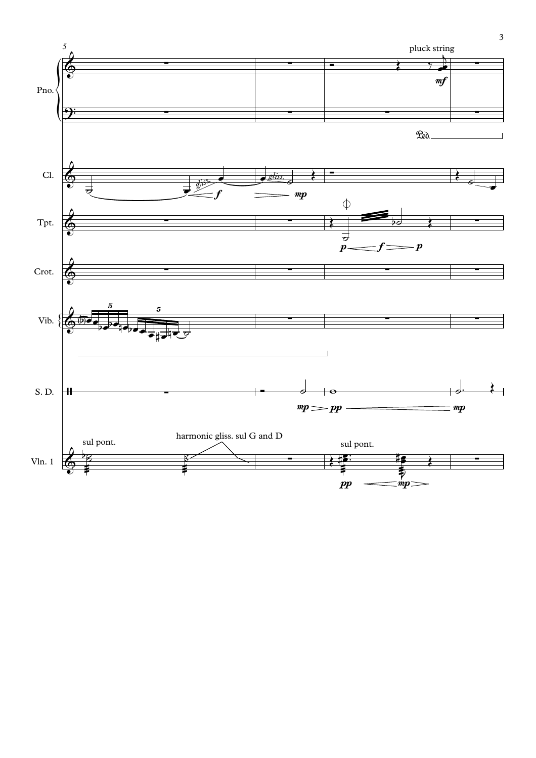pluck string

Pno.

Cl.

Tpt.

Crot.

Vib.

S. D.

Vln. 1

sul pont.

harmonic gliss. sul G and D

sul pont.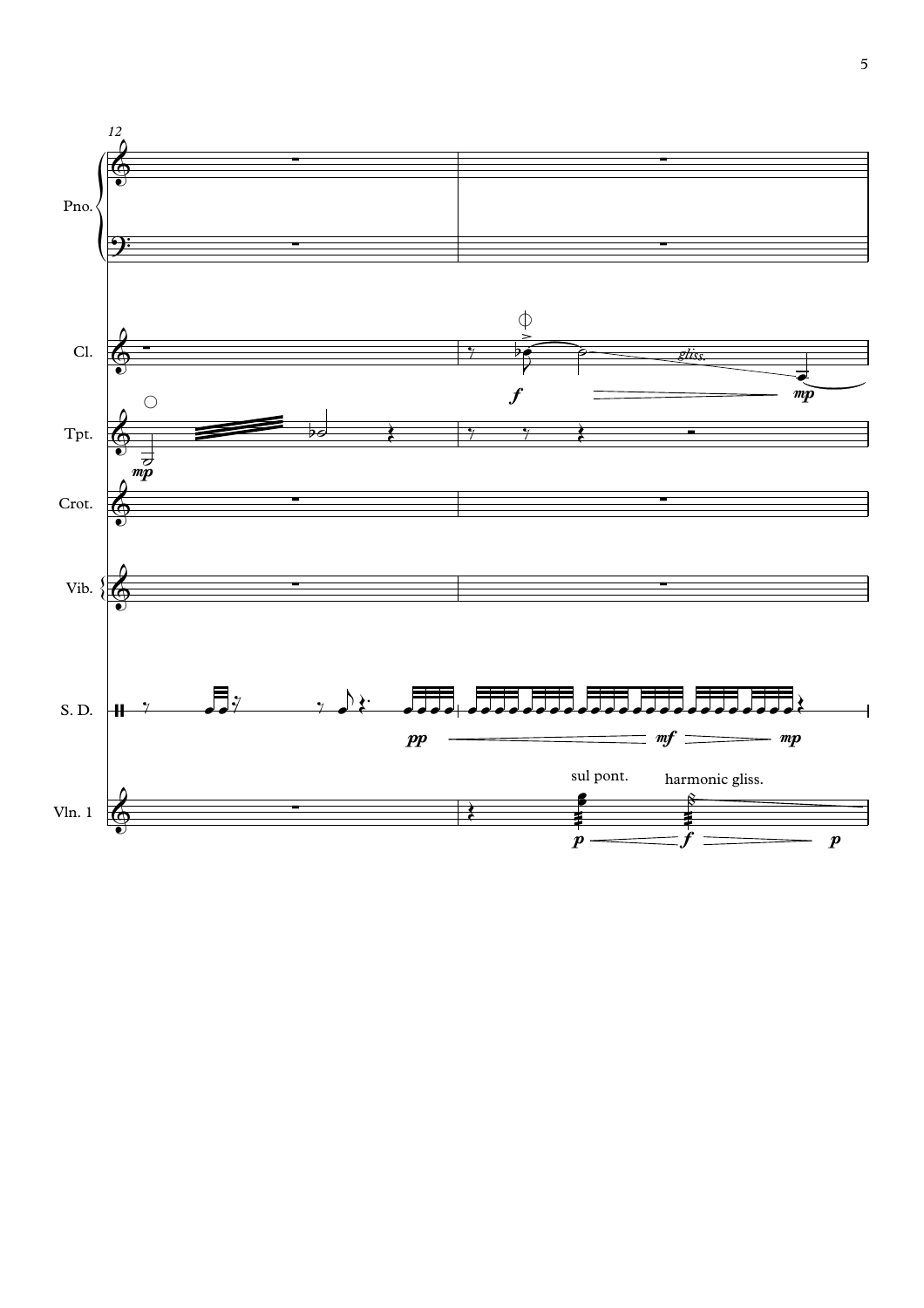12

Pno.

Cl.

*gliss.*

*f* *mp*

Tpt.

*mp*

Crot.

Vib.

S. D.

*pp* *mf* *mp*

Vln. 1

sul pont.

harmonic gliss.

*p* *f* *p*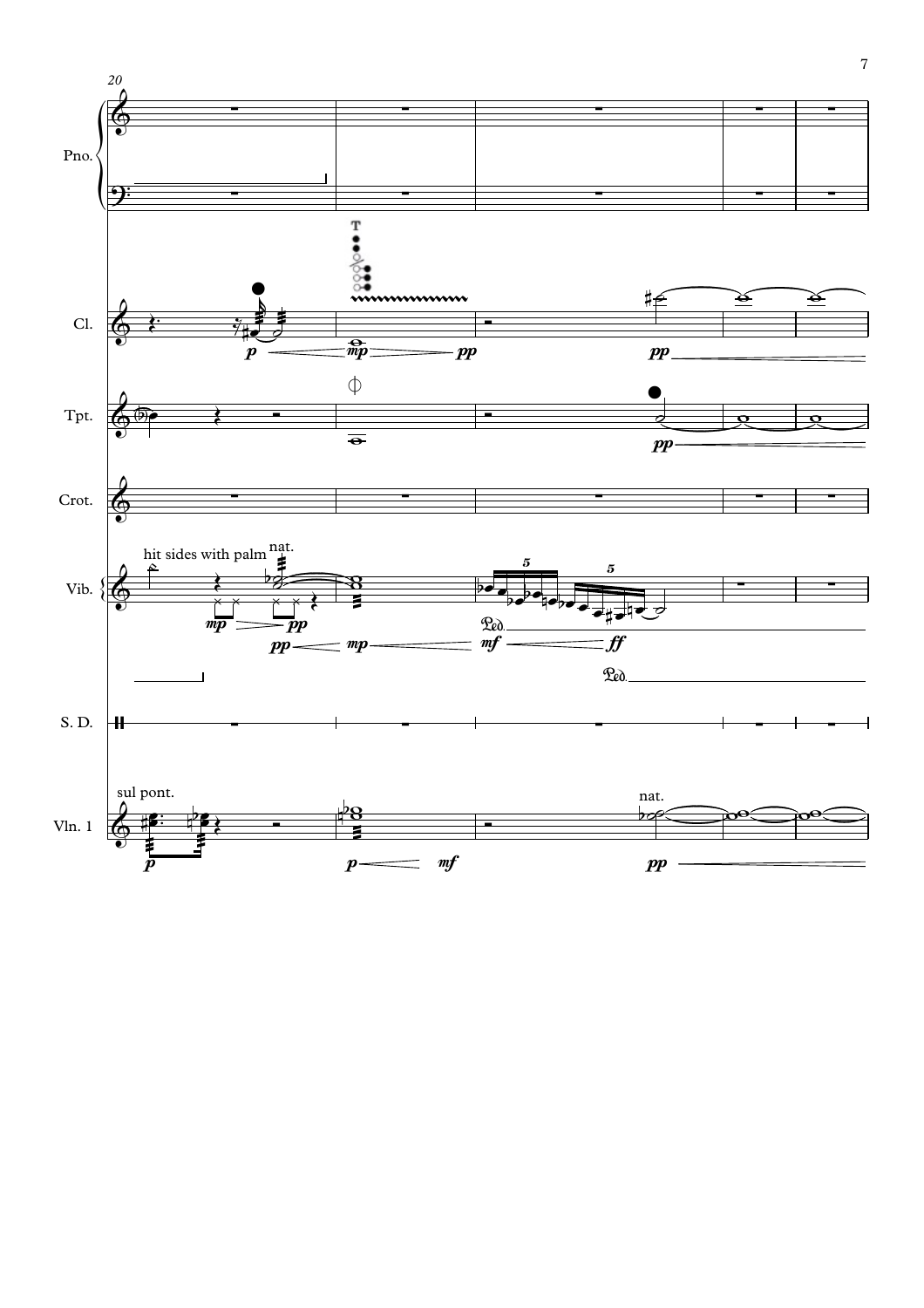20

Pno.

Cl.

*p* *mp* *pp* *pp*

Tpt.

*pp*

Crot.

Vib.

hit sides with palm

nat.

*mp* *pp*

*pp* *mp* *mf* *ff*

S. D.

Vln. 1

sul pont.

nat.

*p* *p* *mf* *pp*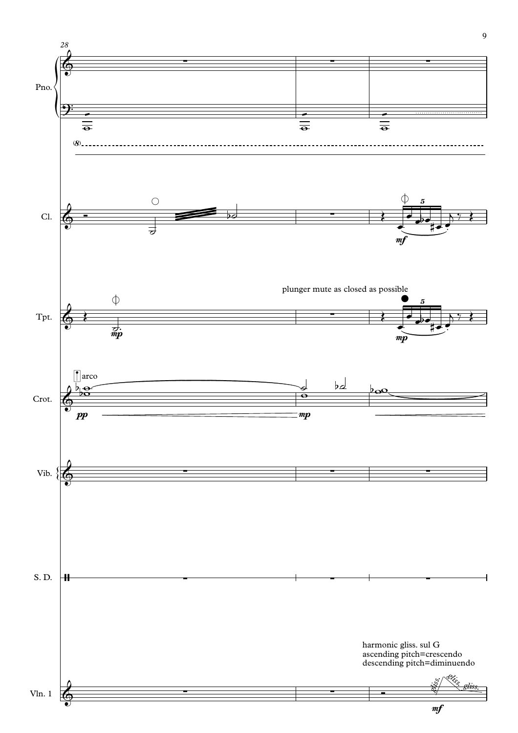plunger mute as closed as possible

harmonic gliss. sul G
ascending pitch=crescendo
descending pitch=diminuendo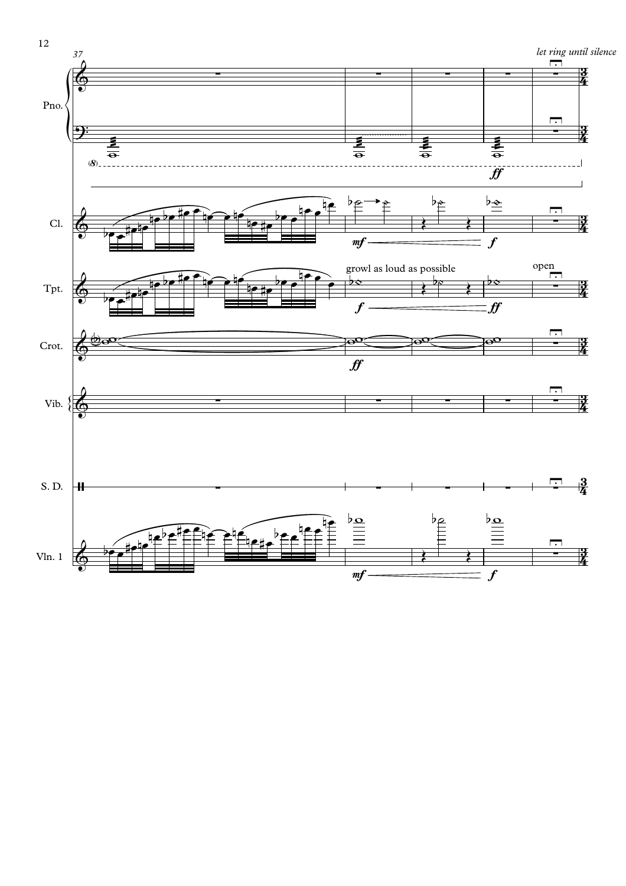*let ring until silence*

Pno.

Cl.

growl as loud as possible

open

Tpt.

Crot.

Vib.

S. D.

Vln. 1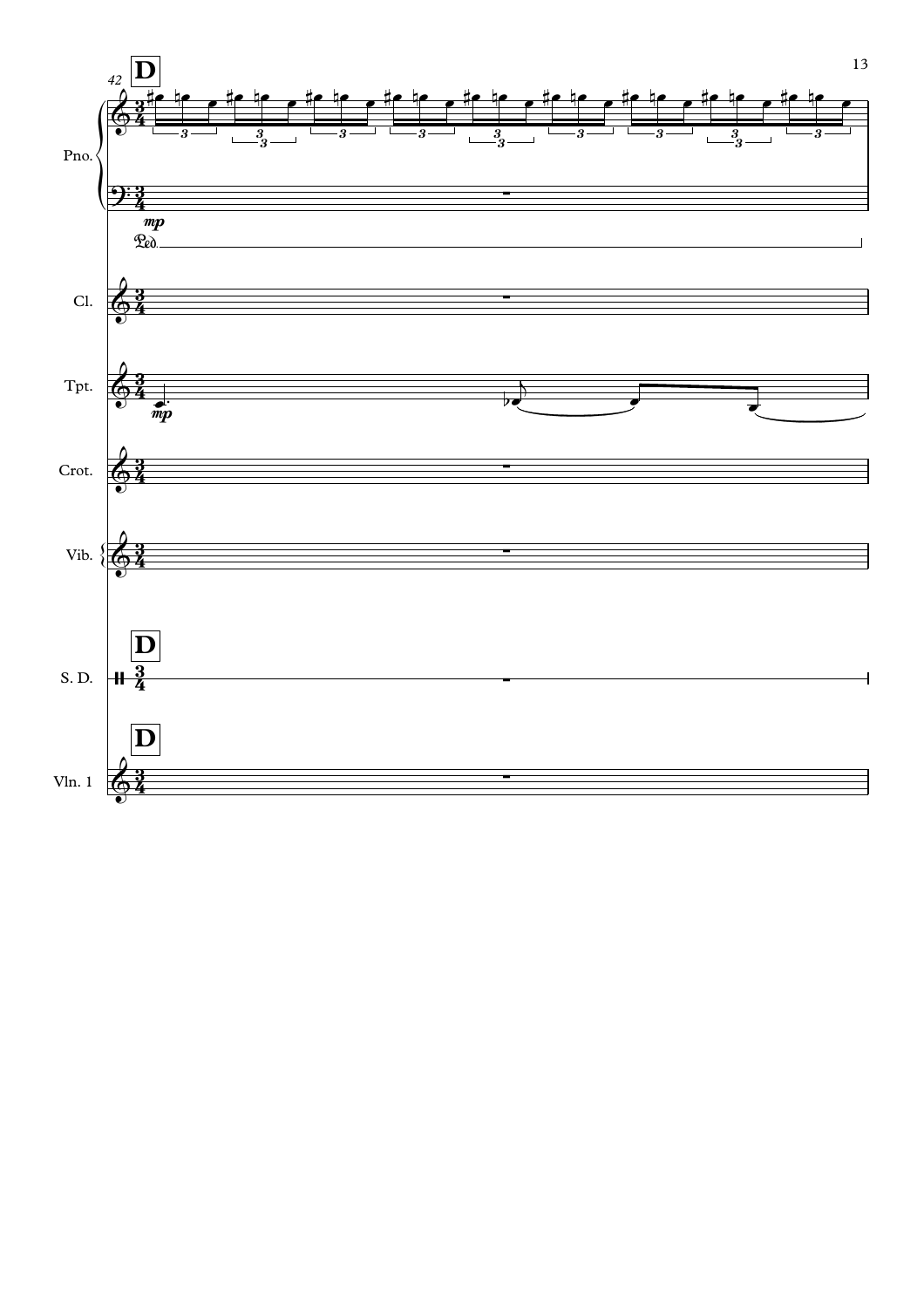**D**

42

Pno.

*mp*

Ped.

Cl.

Tpt.

*mp*

Crot.

Vib.

**D**

S. D.

**D**

Vln. 1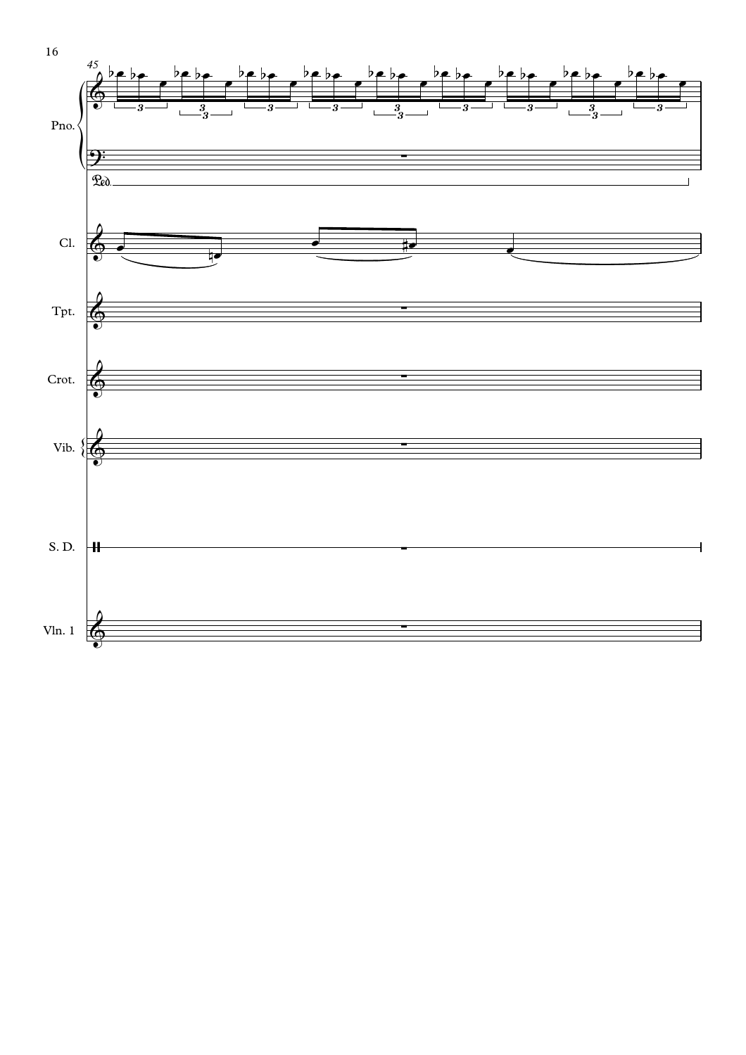Pno.

Cl.

Tpt.

Crot.

Vib.

S. D.

Vln. 1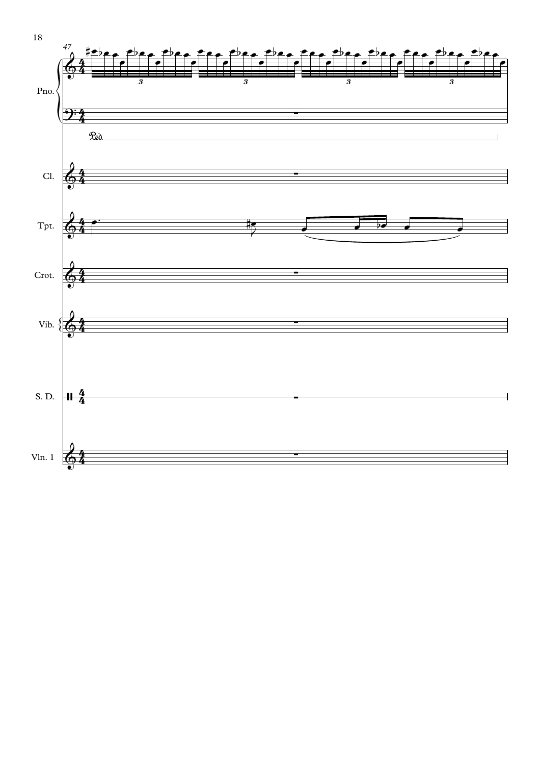47

Pno.

Ped.

Cl.

Tpt.

Crot.

Vib.

S. D.

Vln. 1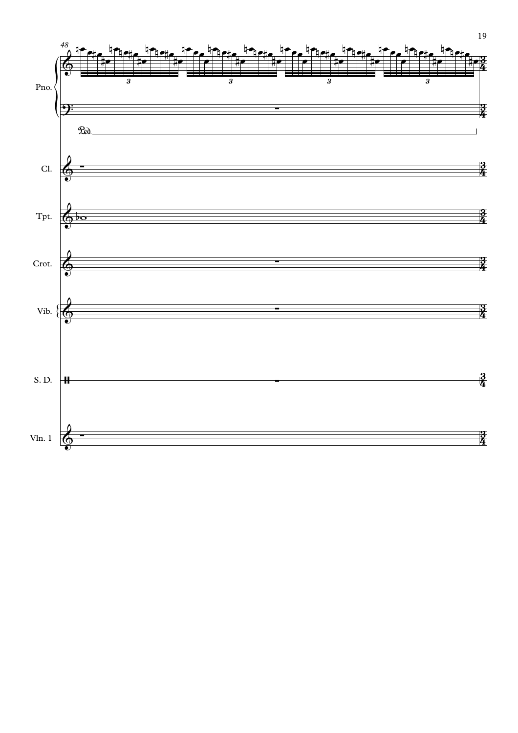48

Pno.

Ped.

Cl.

Tpt.

Crot.

Vib.

S. D.

Vln. 1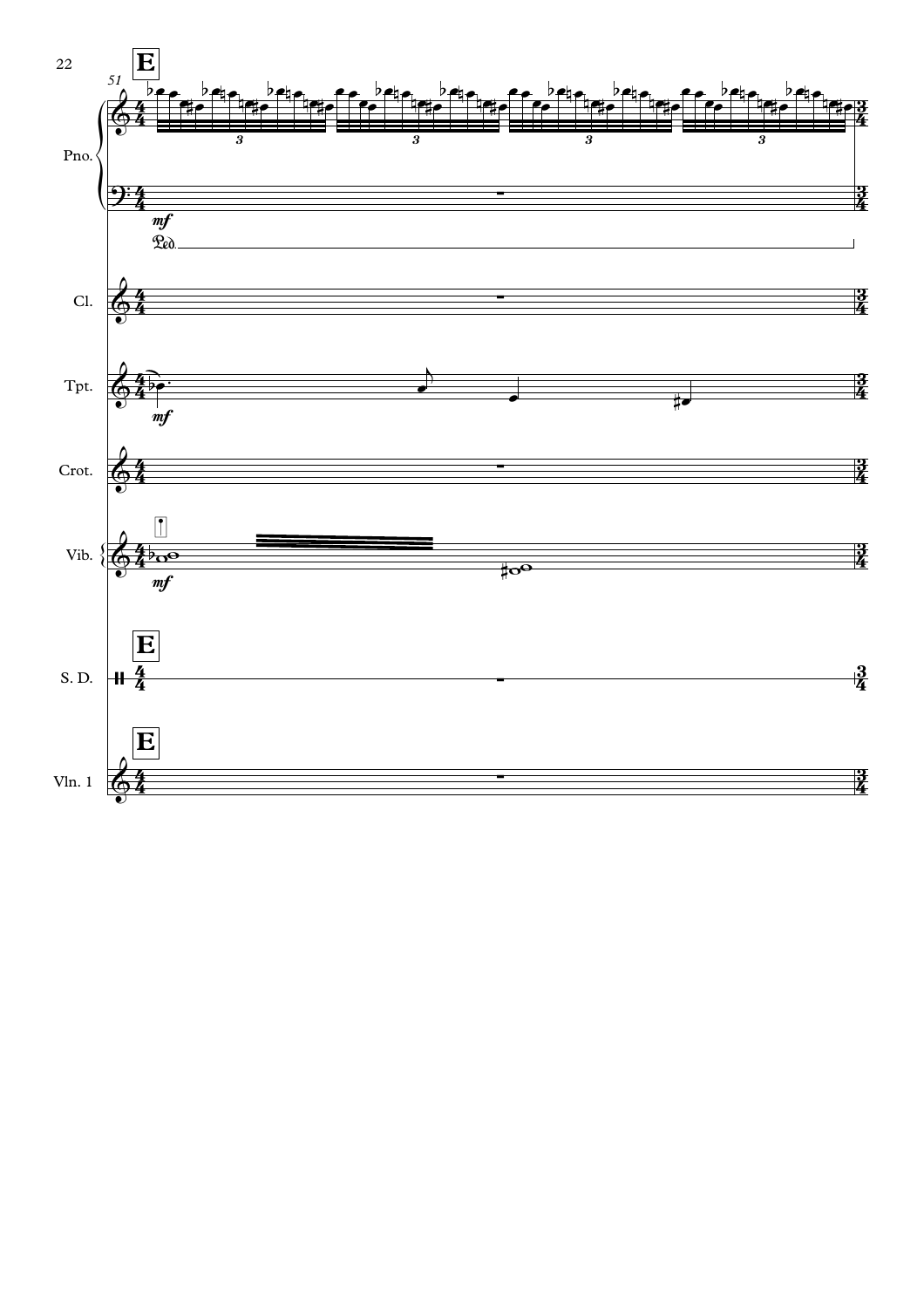**E**

51

Pno.

*mf*

Ped.

Cl.

Tpt.

*mf*

Crot.

Vib.

*mf*

**E**

S. D.

**E**

Vln. 1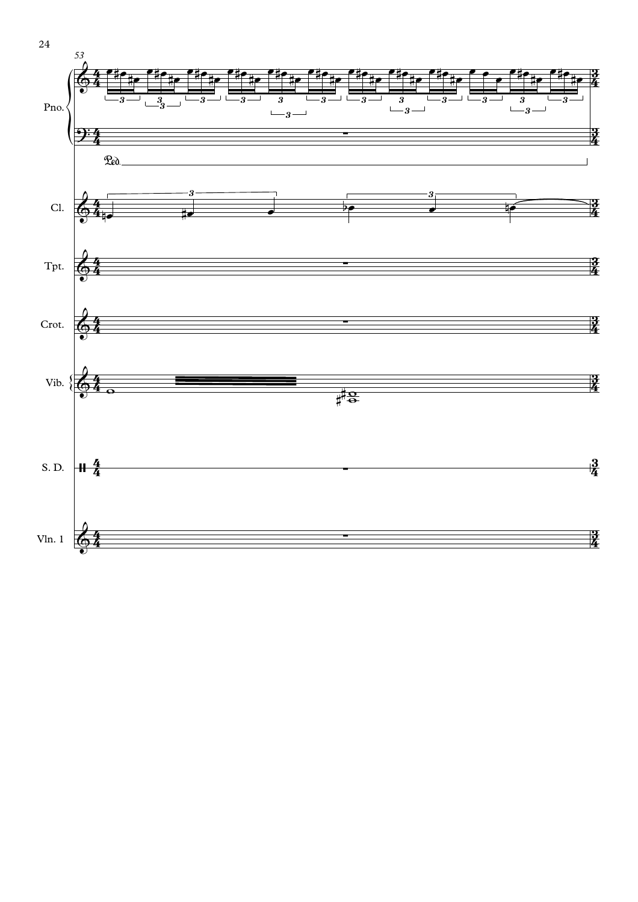53

Pno.

Ped.

Cl.

Tpt.

Crot.

Vib.

S. D.

Vln. 1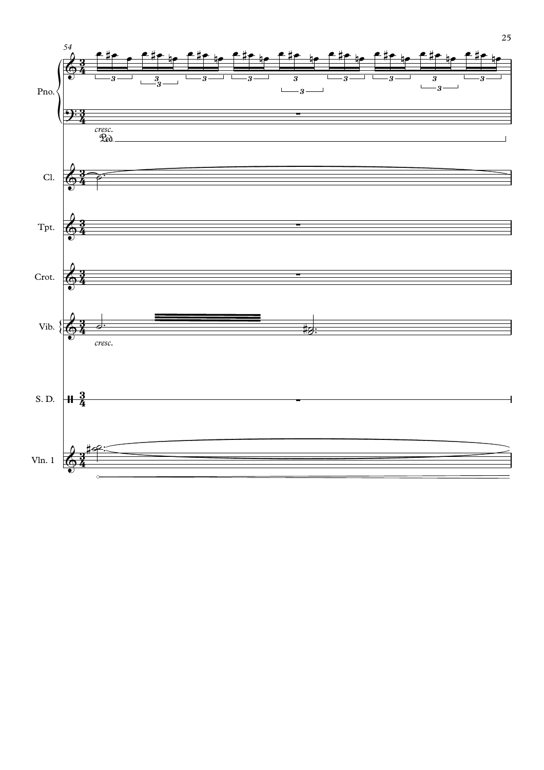54

Pno.

*cresc.*

Ped.

Cl.

Tpt.

Crot.

Vib.

*cresc.*

S. D.

Vln. 1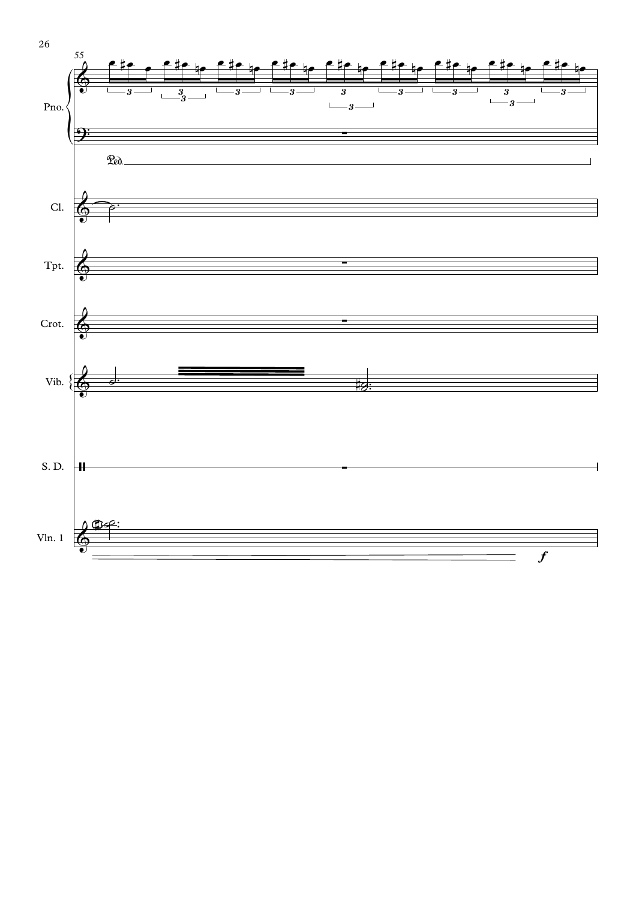55

Pno.

Ped.

Cl.

Tpt.

Crot.

Vib.

S. D.

Vln. 1

*f*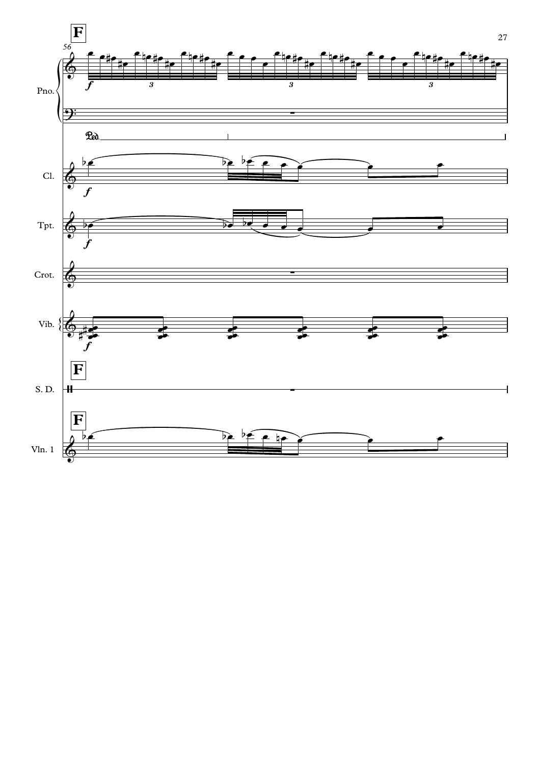**F**

56

Pno.

Cl.

Tpt.

Crot.

Vib.

S. D.

Vln. 1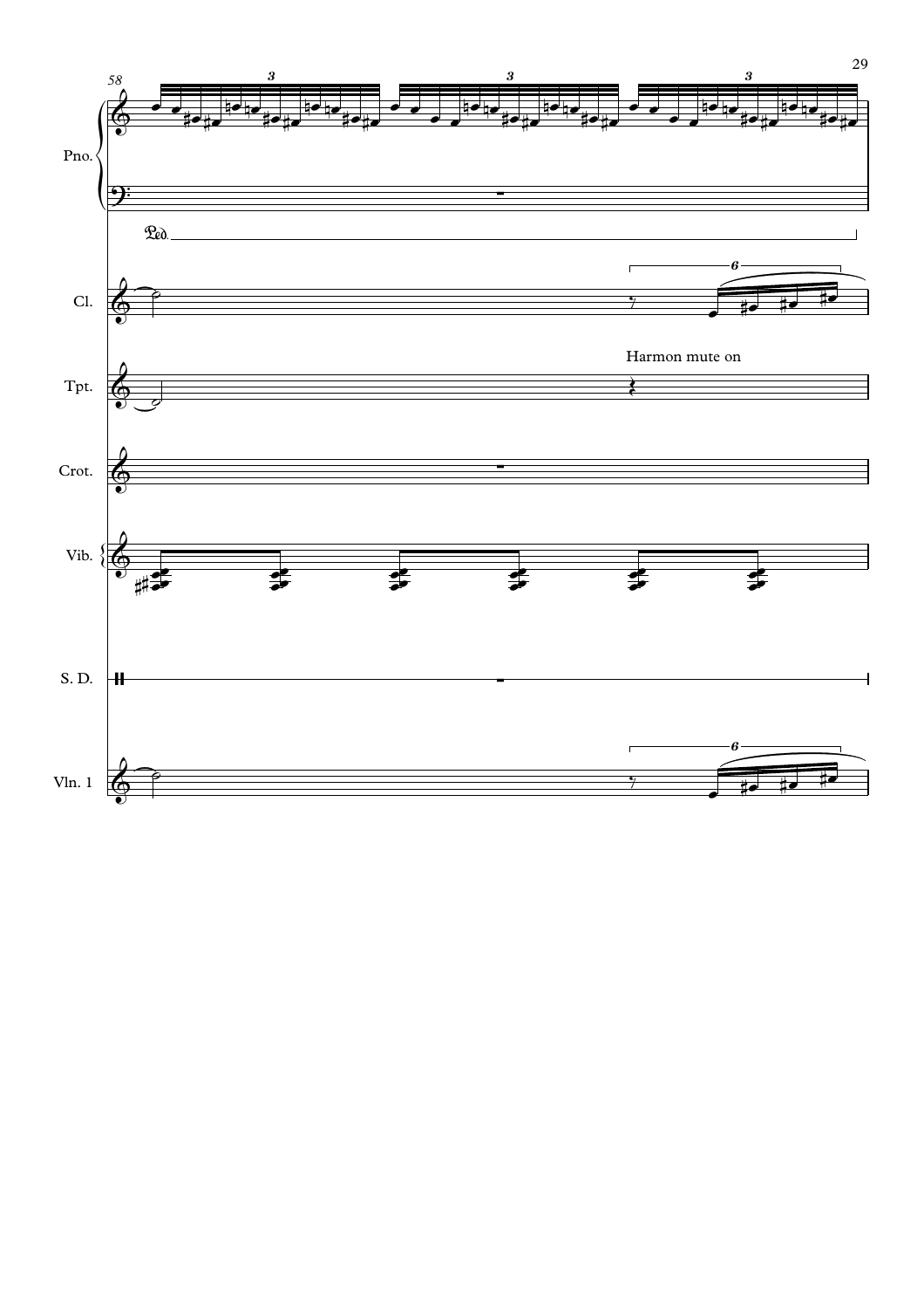Pno.

Ped.

Cl.

Tpt.

Harmon mute on

Crot.

Vib.

S. D.

Vln. 1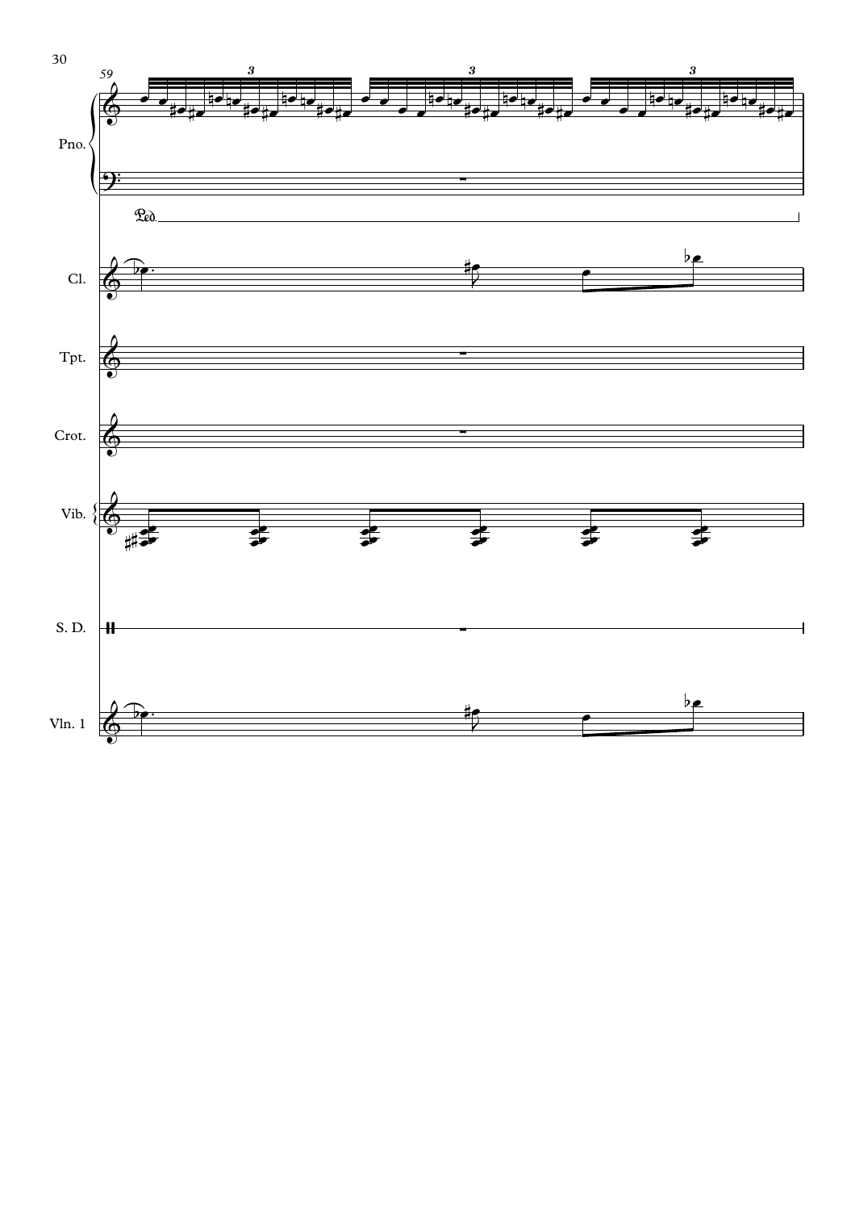59

Pno.

Ped.

Cl.

Tpt.

Crot.

Vib.

S. D.

Vln. 1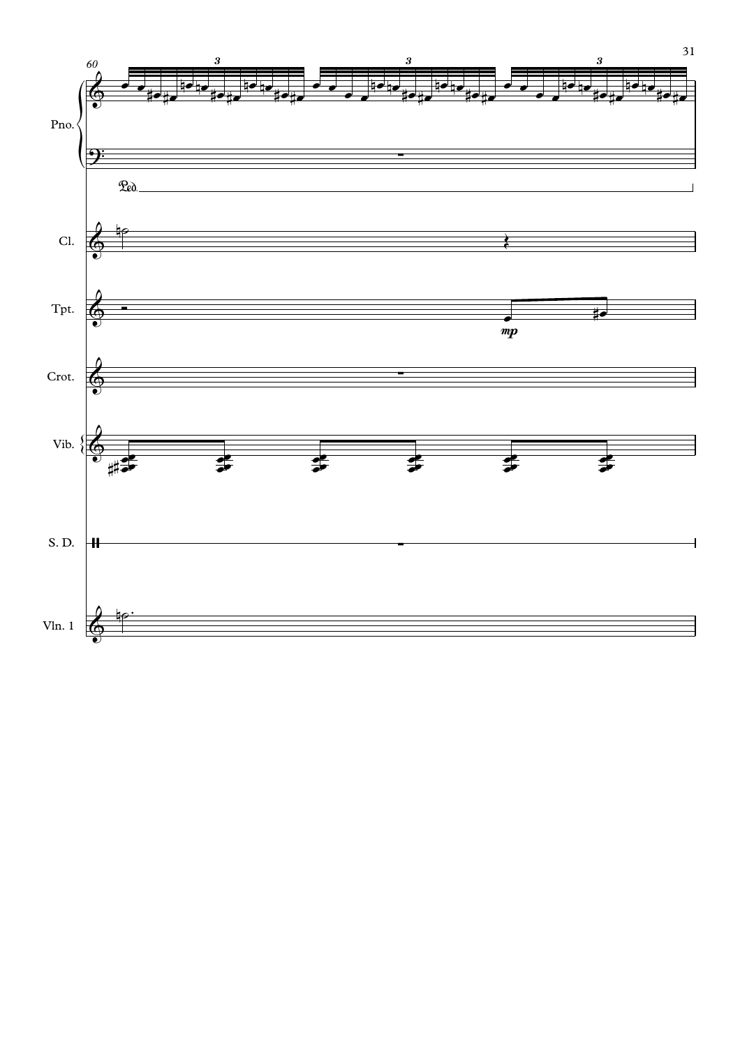60

Pno.

Ped.

Cl.

Tpt.

*mp*

Crot.

Vib.

S. D.

Vln. 1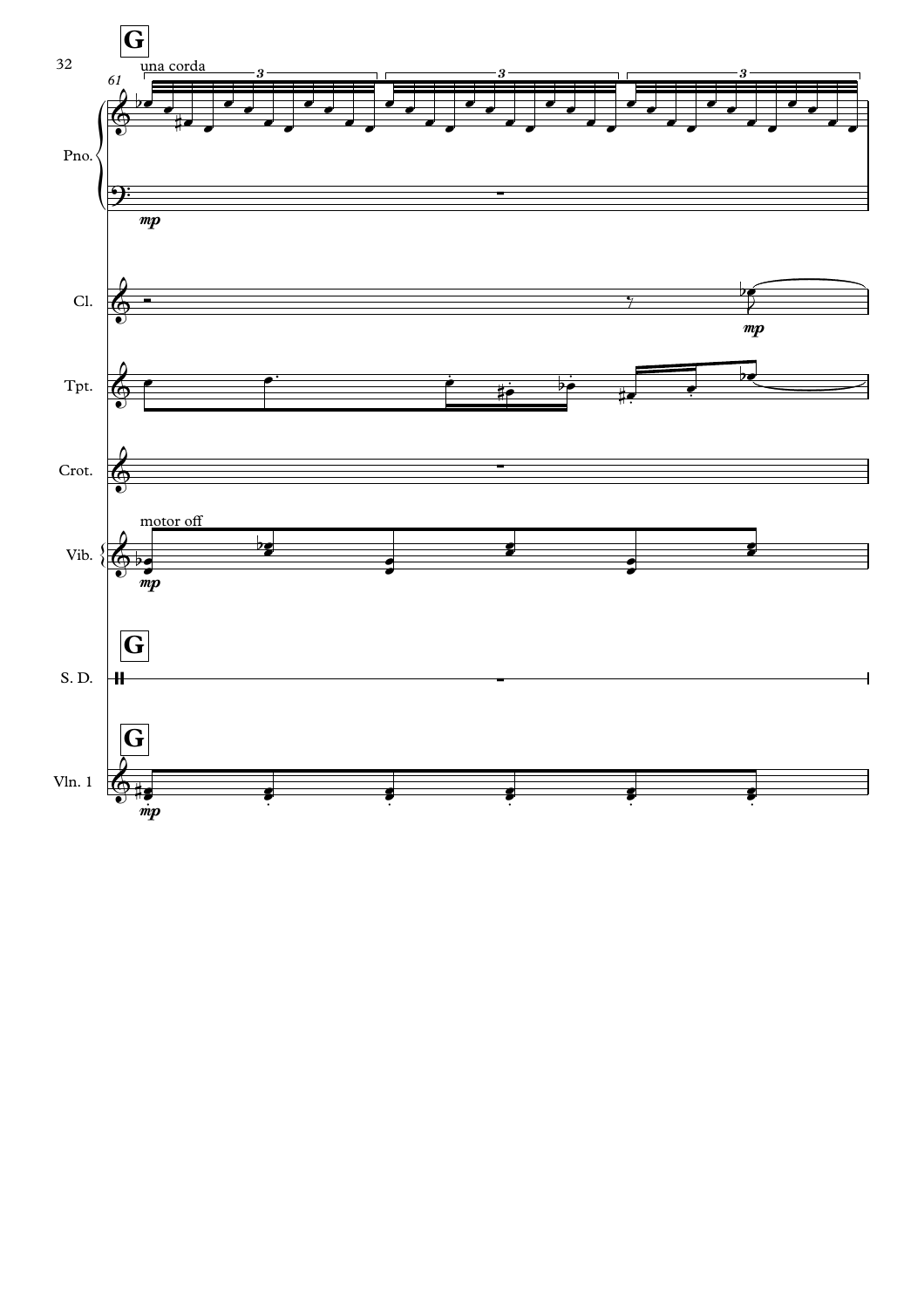**G**

61

una corda

Pno.

*mp*

Cl.

*mp*

Tpt.

Crot.

motor off

Vib.

*mp*

**G**

S. D.

**G**

Vln. 1

*mp*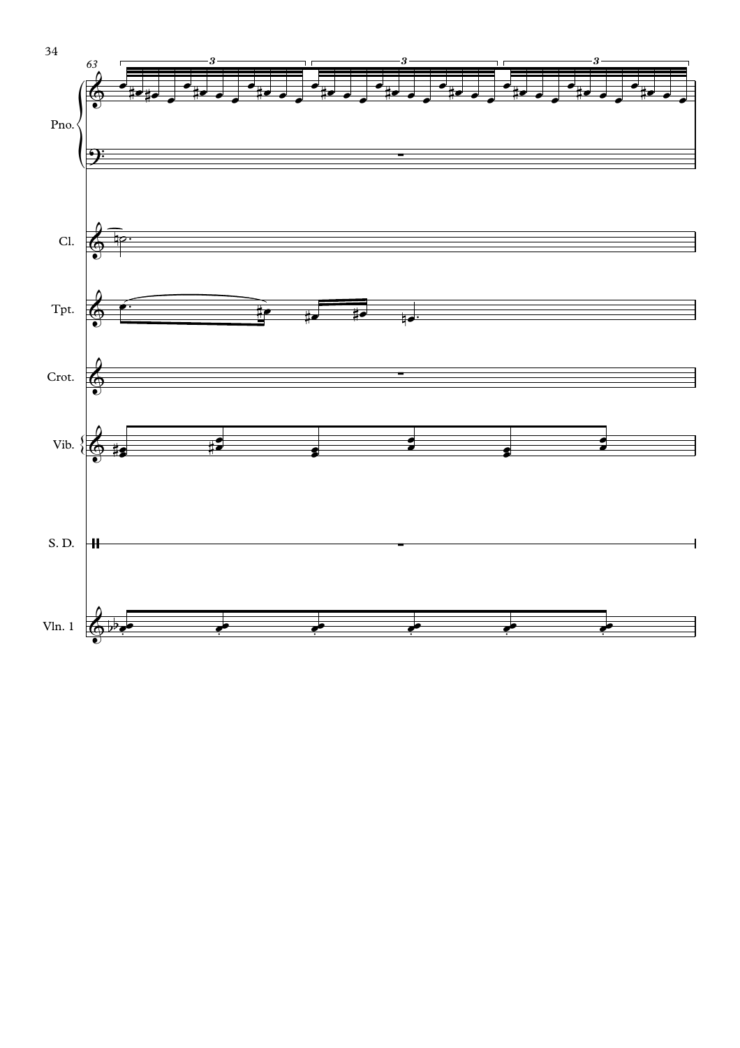63

Pno.

Cl.

Tpt.

Crot.

Vib.

S. D.

Vln. 1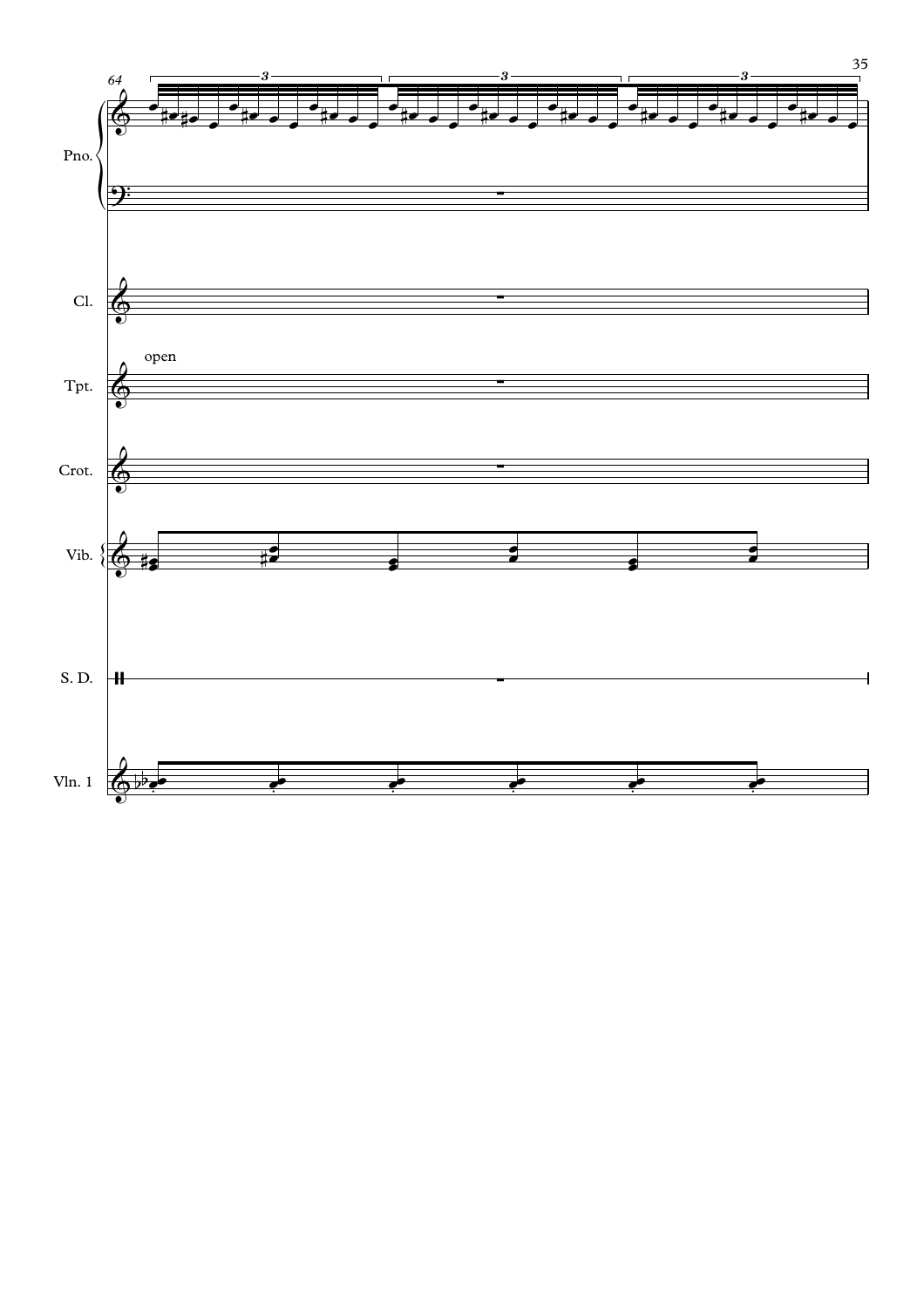64

Pno.

Cl.

open

Tpt.

Crot.

Vib.

S. D.

Vln. 1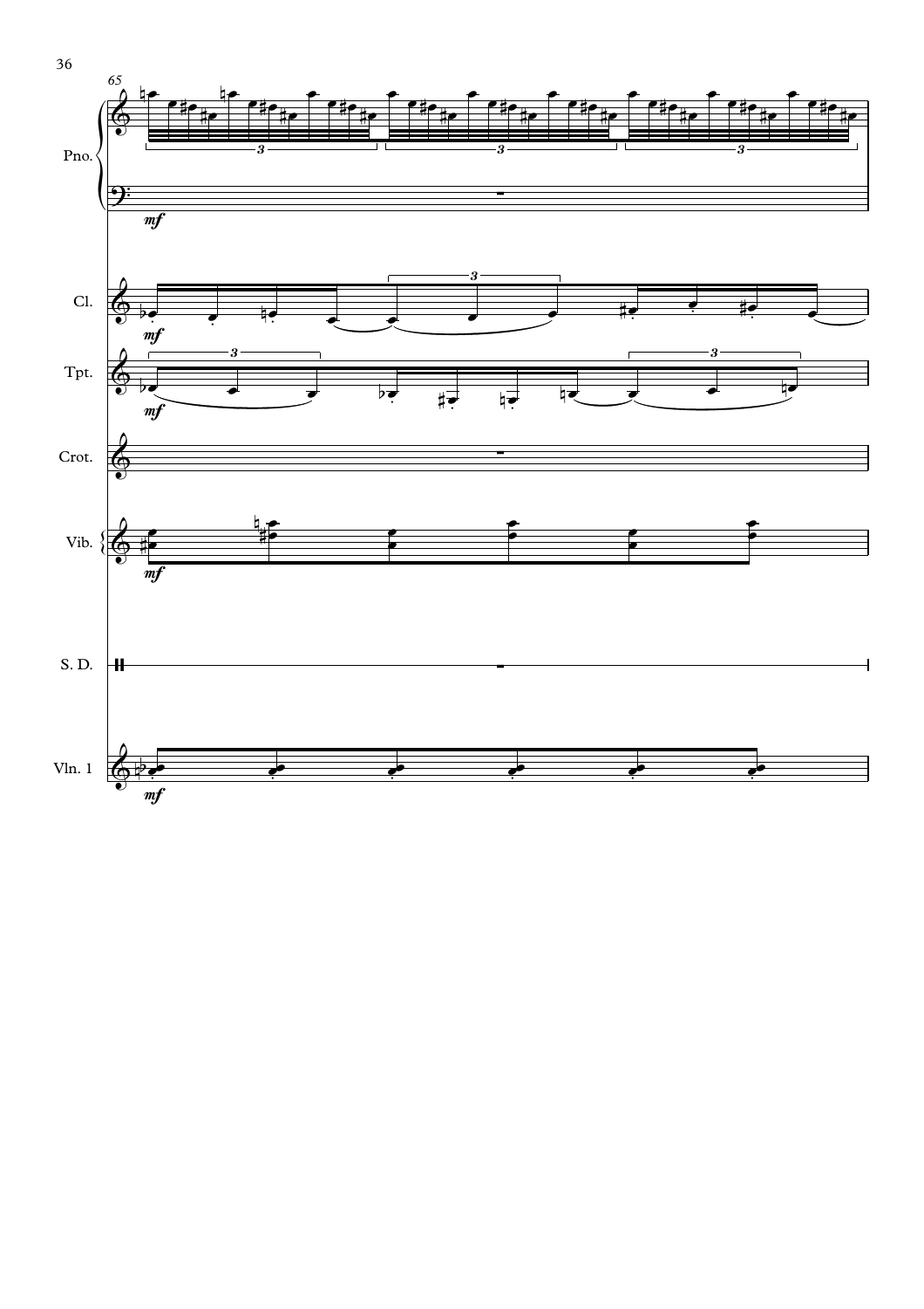Pno.

Cl.

Tpt.

Crot.

Vib.

S. D.

Vln. 1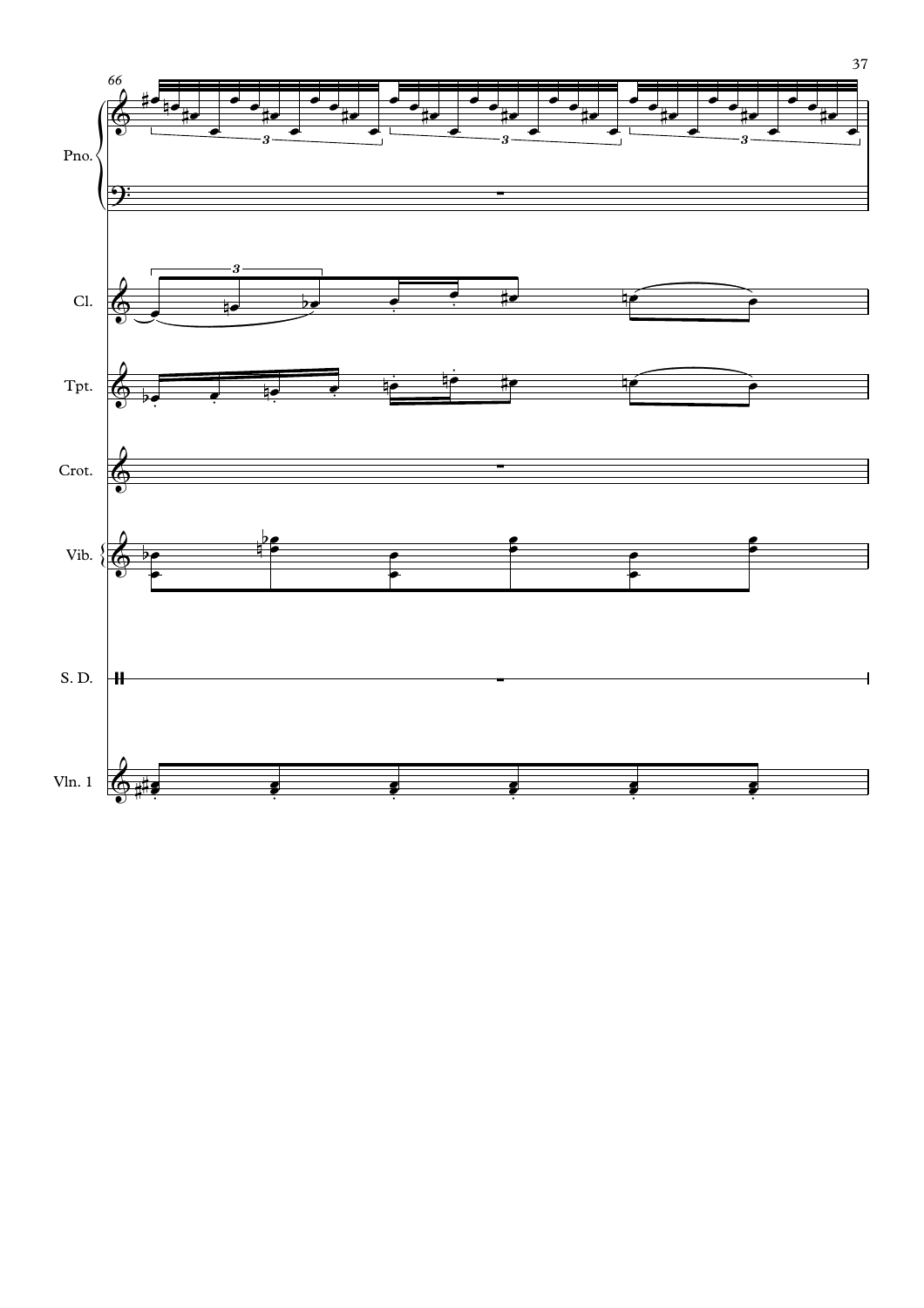66

Pno.

Cl.

Tpt.

Crot.

Vib.

S. D.

Vln. 1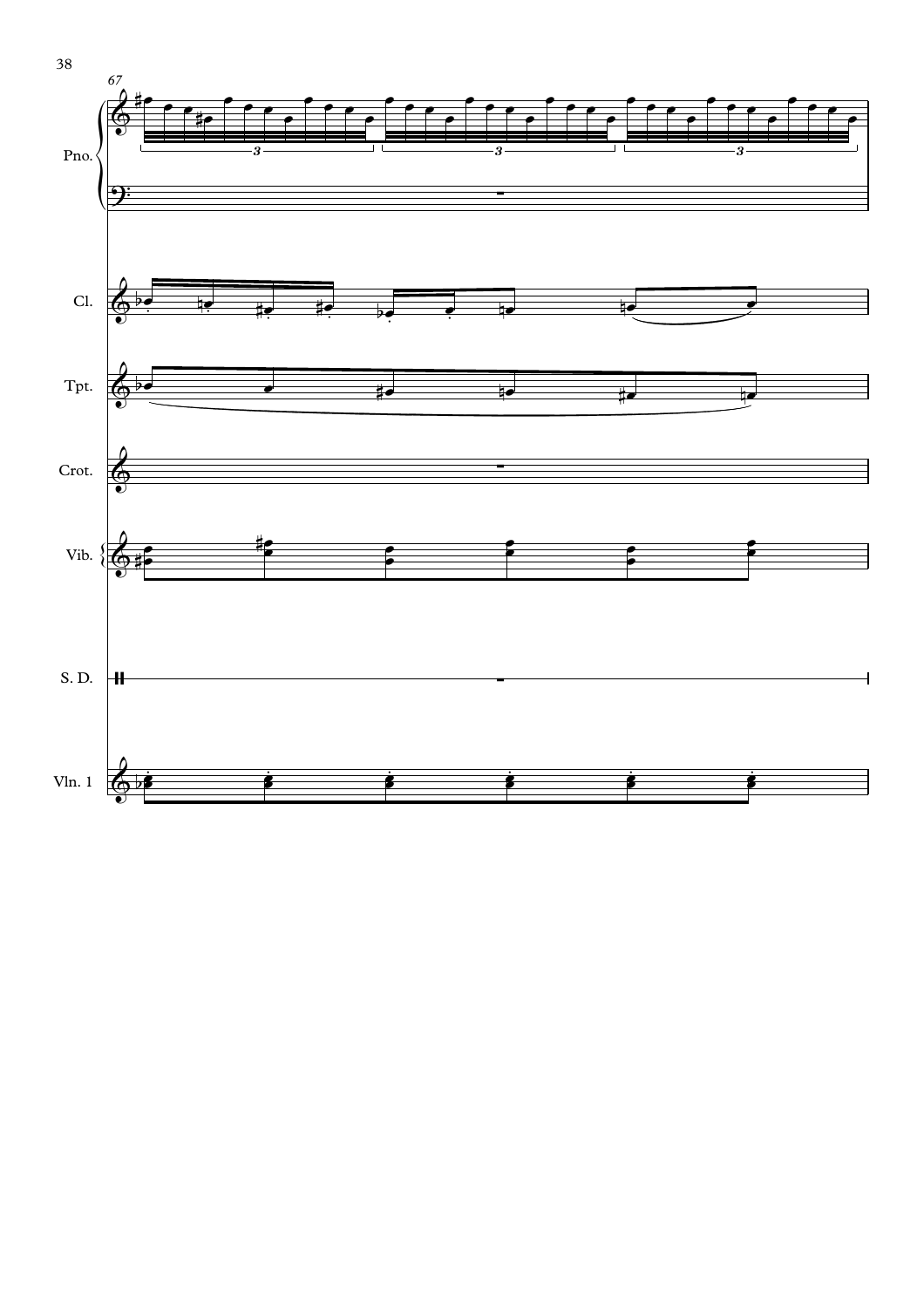67

Pno.

Cl.

Tpt.

Crot.

Vib.

S. D.

Vln. 1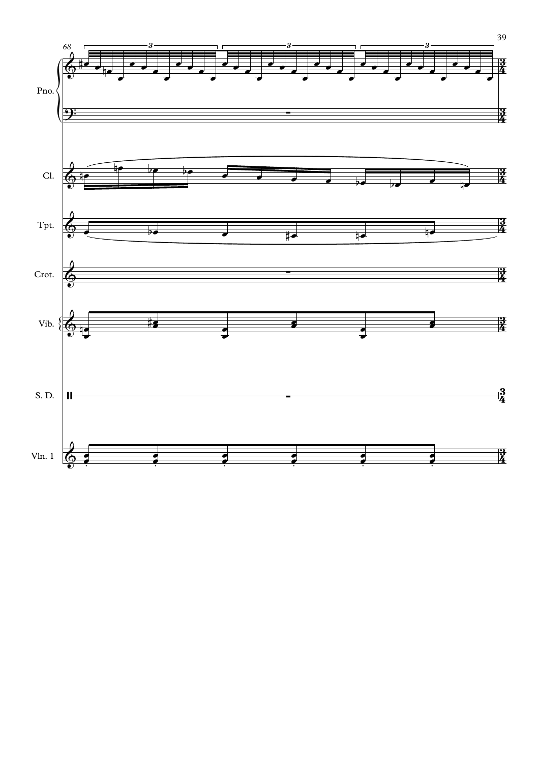68

Pno.

Cl.

Tpt.

Crot.

Vib.

S. D.

Vln. 1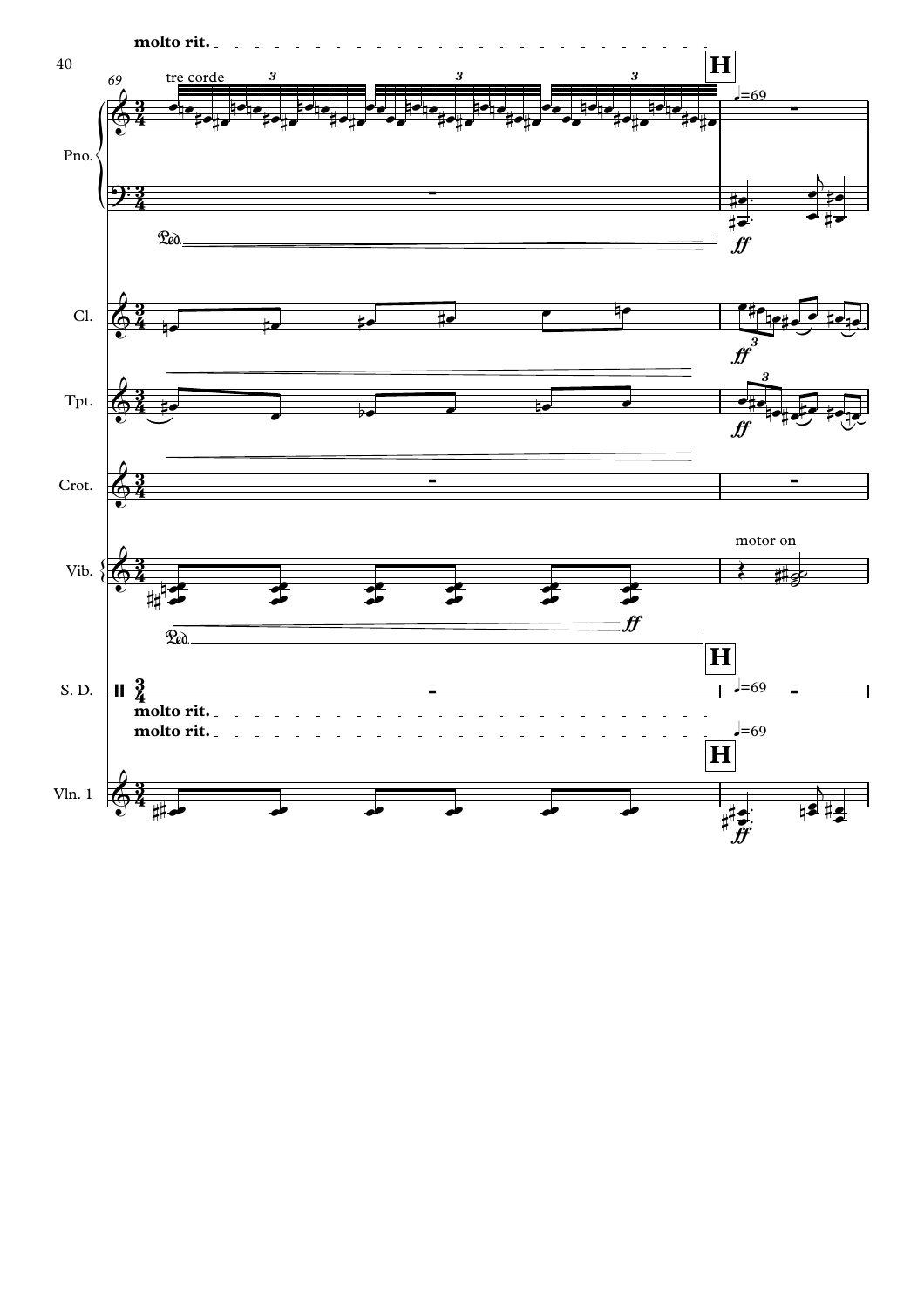molto rit.

69 tre corde

**H** ♩=69

Pno.

*Ped.*

*ff*

Cl.

Tpt.

Crot.

Vib.

motor on

*Ped.*

*ff*

S. D.

molto rit.

molto rit.

Vln. 1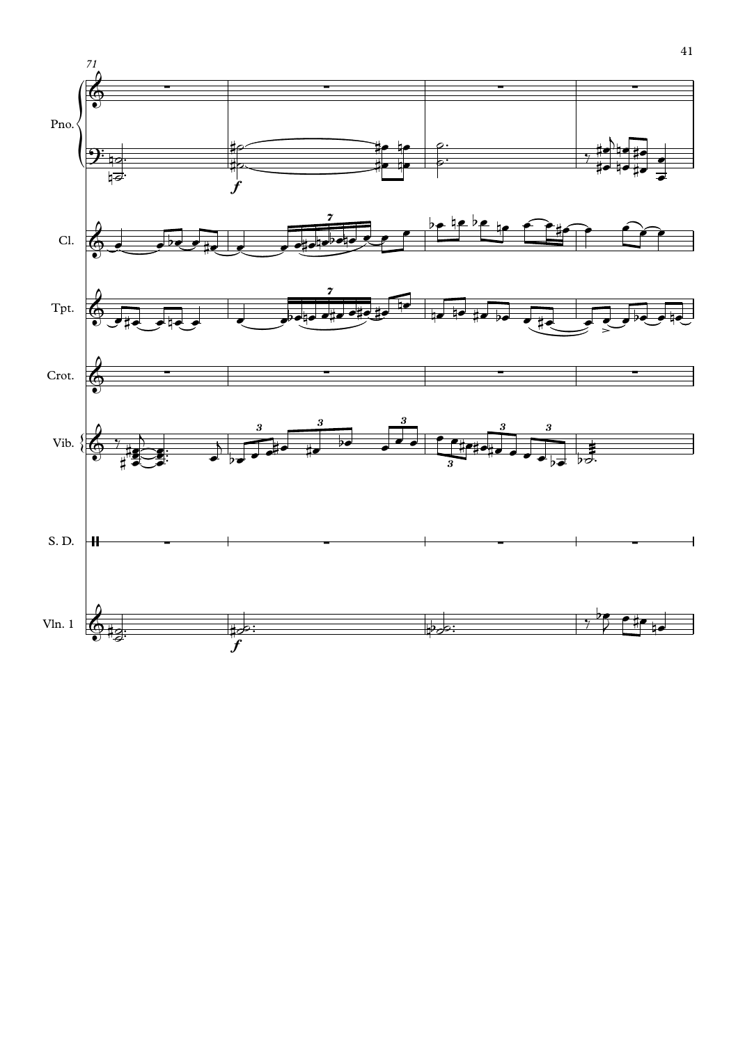71

Pno.

Cl.

Tpt.

Crot.

Vib.

S. D.

Vln. 1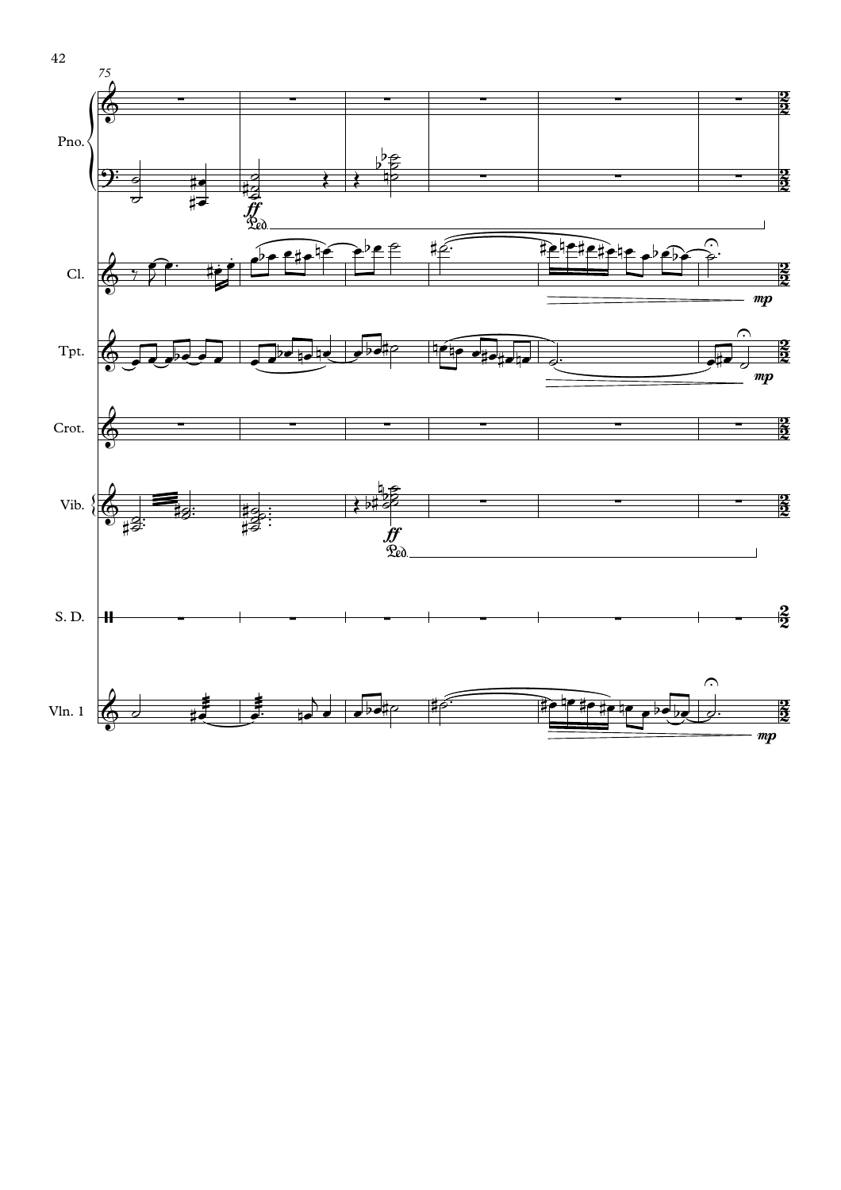75

Pno.

*ff*

Cl.

*mp*

Tpt.

*mp*

Crot.

Vib.

*ff*

S. D.

Vln. 1

*mp*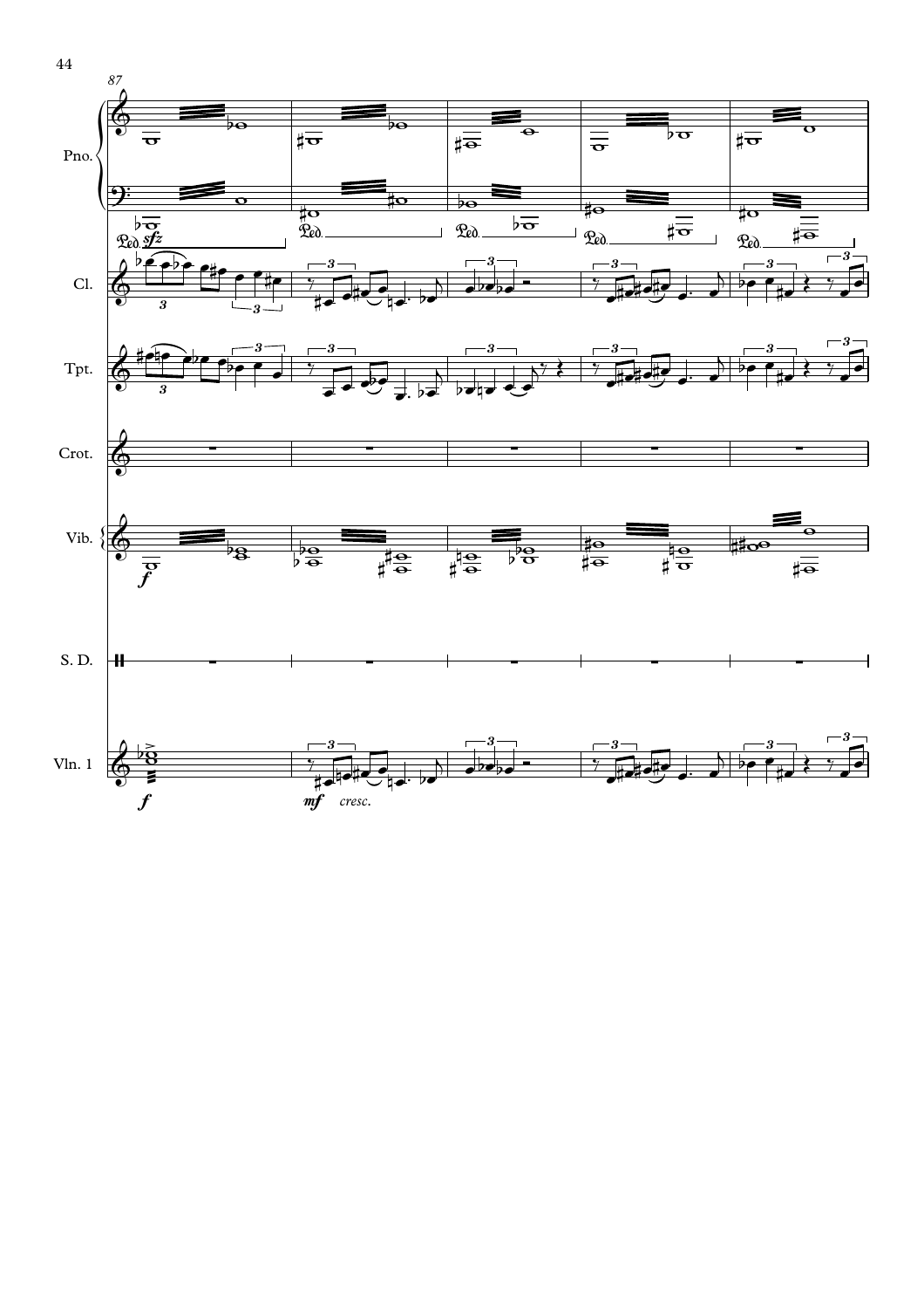87

Pno.

Cl.

Tpt.

Crot.

Vib.

S. D.

Vln. 1

*sfz* *f* *mf* *cresc.*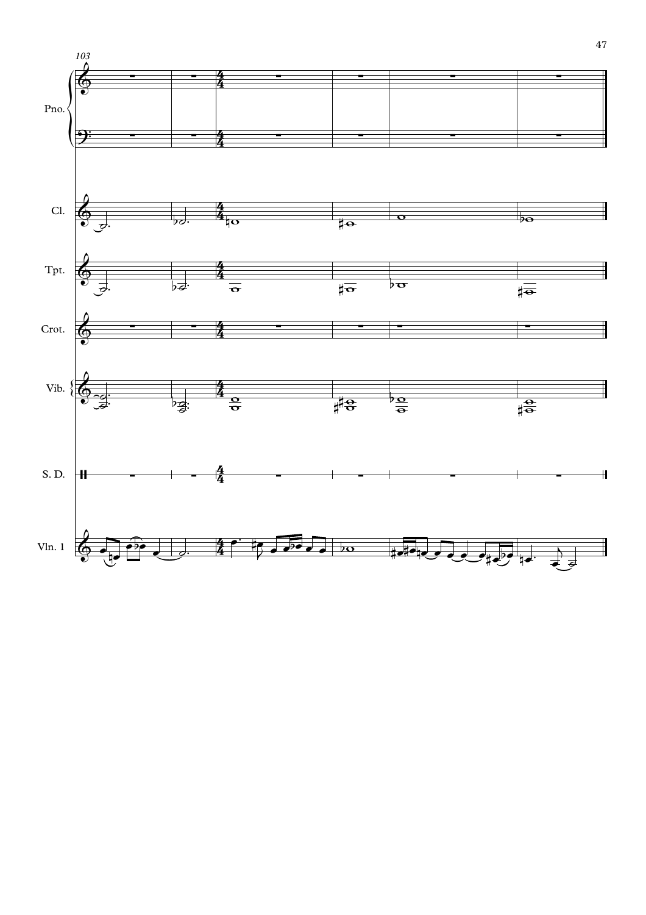103

Pno.

Cl.

Tpt.

Crot.

Vib.

S. D.

Vln. 1